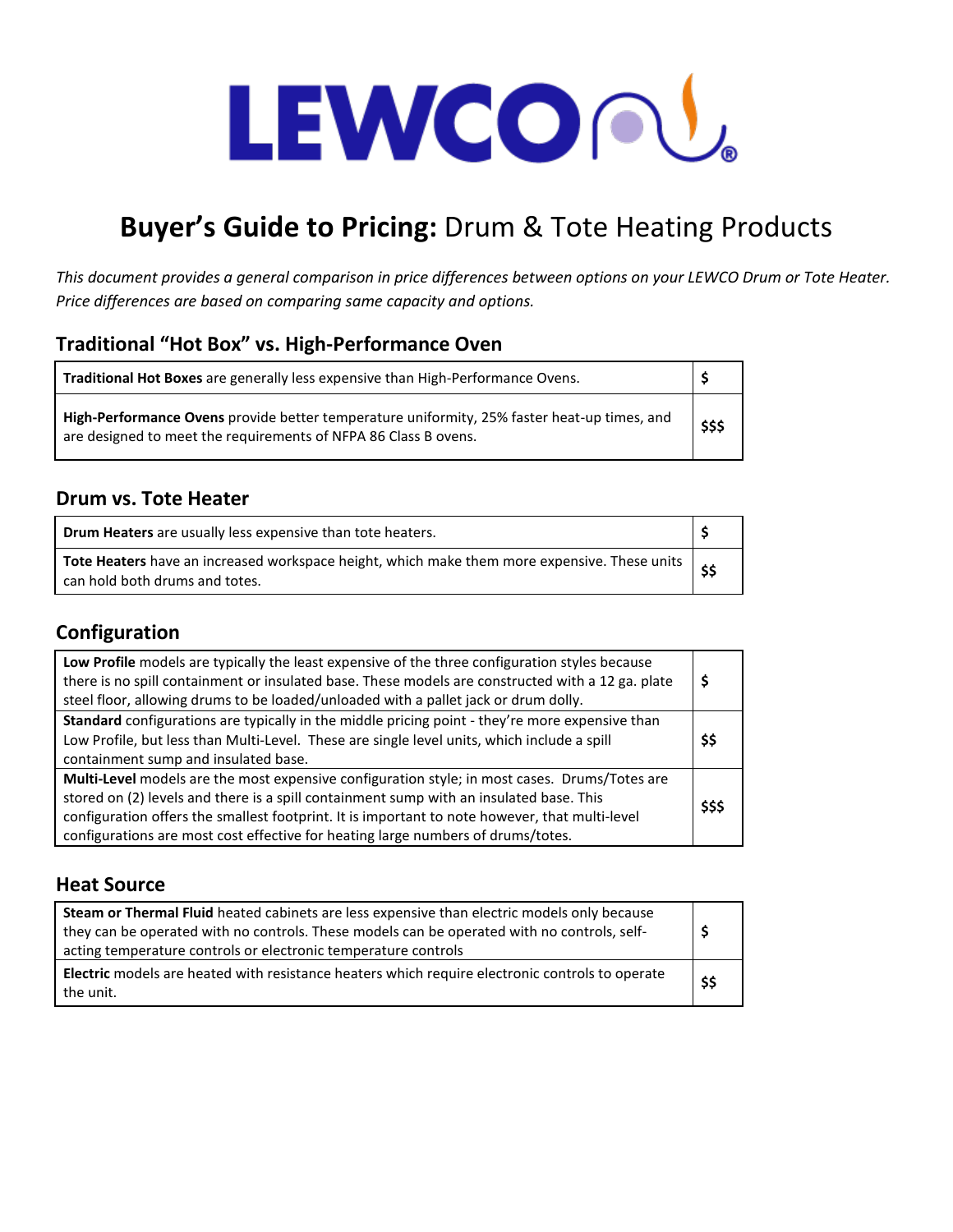LEWCO

# **Buyer's Guide to Pricing:** Drum & Tote Heating Products

*This document provides a general comparison in price differences between options on your LEWCO Drum or Tote Heater. Price differences are based on comparing same capacity and options.*

## Traditional "Hot Box" vs. High-Performance Oven

| | |
|---|---|
| **Traditional Hot Boxes** are generally less expensive than High-Performance Ovens. | **$** |
| **High-Performance Ovens** provide better temperature uniformity, 25% faster heat-up times, and are designed to meet the requirements of NFPA 86 Class B ovens. | **$$$** |

## Drum vs. Tote Heater

| | |
|---|---|
| **Drum Heaters** are usually less expensive than tote heaters. | **$** |
| **Tote Heaters** have an increased workspace height, which make them more expensive. These units can hold both drums and totes. | **$$** |

## Configuration

| | |
|---|---|
| **Low Profile** models are typically the least expensive of the three configuration styles because there is no spill containment or insulated base. These models are constructed with a 12 ga. plate steel floor, allowing drums to be loaded/unloaded with a pallet jack or drum dolly. | **$** |
| **Standard** configurations are typically in the middle pricing point - they're more expensive than Low Profile, but less than Multi-Level. These are single level units, which include a spill containment sump and insulated base. | **$$** |
| **Multi-Level** models are the most expensive configuration style; in most cases. Drums/Totes are stored on (2) levels and there is a spill containment sump with an insulated base. This configuration offers the smallest footprint. It is important to note however, that multi-level configurations are most cost effective for heating large numbers of drums/totes. | **$$$** |

## Heat Source

| | |
|---|---|
| **Steam or Thermal Fluid** heated cabinets are less expensive than electric models only because they can be operated with no controls. These models can be operated with no controls, self-acting temperature controls or electronic temperature controls | **$** |
| **Electric** models are heated with resistance heaters which require electronic controls to operate the unit. | **$$** |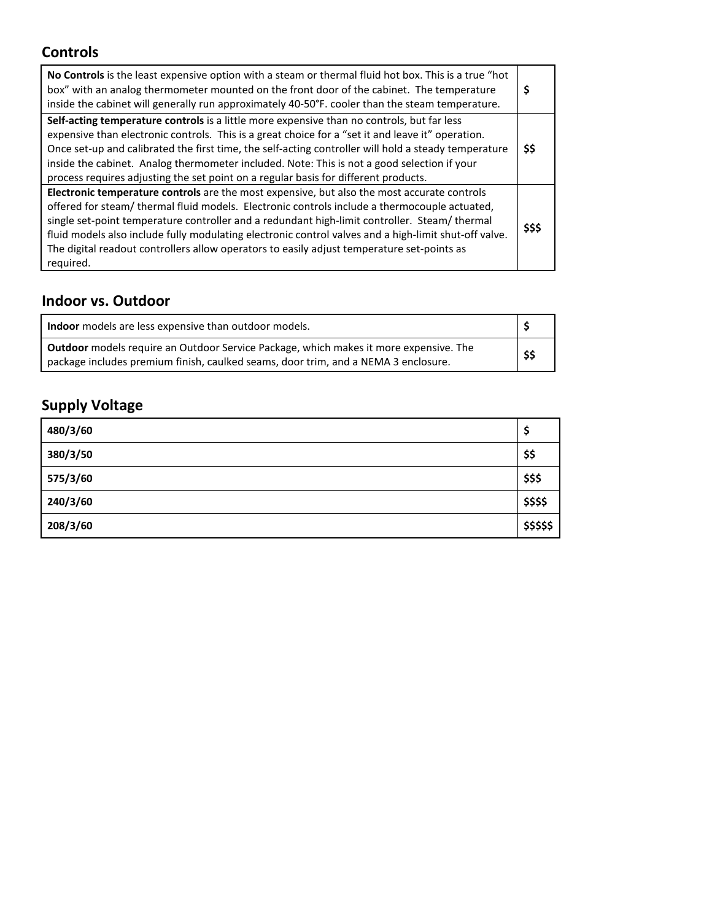## Controls

| | |
|---|---|
| **No Controls** is the least expensive option with a steam or thermal fluid hot box. This is a true "hot box" with an analog thermometer mounted on the front door of the cabinet. The temperature inside the cabinet will generally run approximately 40-50°F. cooler than the steam temperature. | $ |
| **Self-acting temperature controls** is a little more expensive than no controls, but far less expensive than electronic controls. This is a great choice for a "set it and leave it" operation. Once set-up and calibrated the first time, the self-acting controller will hold a steady temperature inside the cabinet. Analog thermometer included. Note: This is not a good selection if your process requires adjusting the set point on a regular basis for different products. | $$ |
| **Electronic temperature controls** are the most expensive, but also the most accurate controls offered for steam/ thermal fluid models. Electronic controls include a thermocouple actuated, single set-point temperature controller and a redundant high-limit controller. Steam/ thermal fluid models also include fully modulating electronic control valves and a high-limit shut-off valve. The digital readout controllers allow operators to easily adjust temperature set-points as required. | $$$ |

## Indoor vs. Outdoor

| | |
|---|---|
| **Indoor** models are less expensive than outdoor models. | $ |
| **Outdoor** models require an Outdoor Service Package, which makes it more expensive. The package includes premium finish, caulked seams, door trim, and a NEMA 3 enclosure. | $$ |

## Supply Voltage

| | |
|---|---|
| **480/3/60** | $ |
| **380/3/50** | $$ |
| **575/3/60** | $$$ |
| **240/3/60** | $$$$ |
| **208/3/60** | $$$$$ |